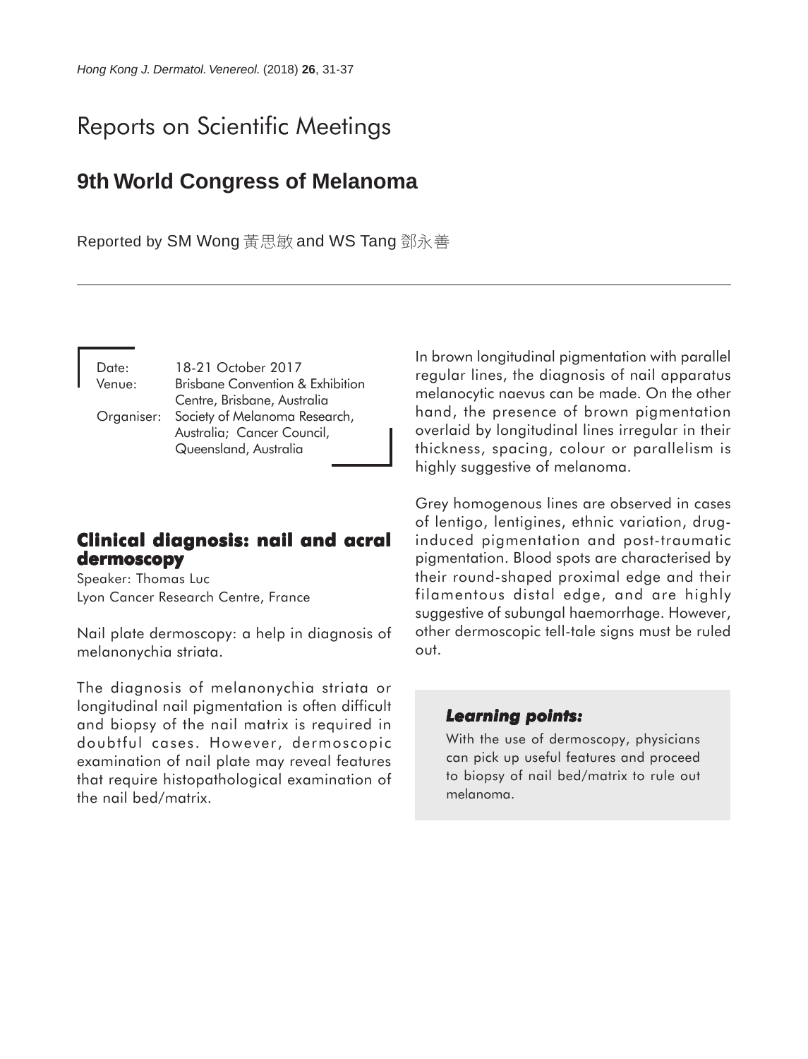# Reports on Scientific Meetings

## 9th World Congress of Melanoma

Reported by SM Wong 黃思敏 and WS Tang 鄧永善

| | |
|---|---|
| Date: | 18-21 October 2017 |
| Venue: | Brisbane Convention & Exhibition Centre, Brisbane, Australia |
| Organiser: | Society of Melanoma Research, Australia; Cancer Council, Queensland, Australia |

### Clinical diagnosis: nail and acral dermoscopy

Speaker: Thomas Luc
Lyon Cancer Research Centre, France

Nail plate dermoscopy: a help in diagnosis of melanonychia striata.

The diagnosis of melanonychia striata or longitudinal nail pigmentation is often difficult and biopsy of the nail matrix is required in doubtful cases. However, dermoscopic examination of nail plate may reveal features that require histopathological examination of the nail bed/matrix.

In brown longitudinal pigmentation with parallel regular lines, the diagnosis of nail apparatus melanocytic naevus can be made. On the other hand, the presence of brown pigmentation overlaid by longitudinal lines irregular in their thickness, spacing, colour or parallelism is highly suggestive of melanoma.

Grey homogenous lines are observed in cases of lentigo, lentigines, ethnic variation, drug-induced pigmentation and post-traumatic pigmentation. Blood spots are characterised by their round-shaped proximal edge and their filamentous distal edge, and are highly suggestive of subungal haemorrhage. However, other dermoscopic tell-tale signs must be ruled out.

> ***Learning points:***
>
> With the use of dermoscopy, physicians can pick up useful features and proceed to biopsy of nail bed/matrix to rule out melanoma.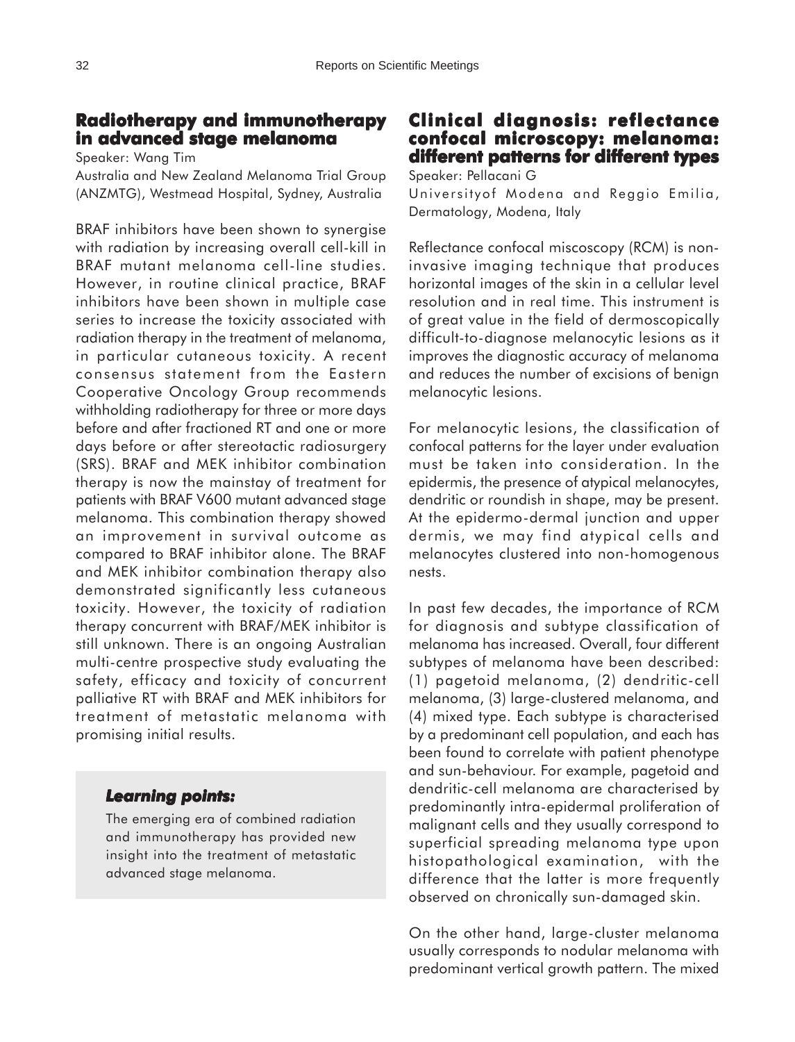## Radiotherapy and immunotherapy in advanced stage melanoma

Speaker: Wang Tim

Australia and New Zealand Melanoma Trial Group (ANZMTG), Westmead Hospital, Sydney, Australia

BRAF inhibitors have been shown to synergise with radiation by increasing overall cell-kill in BRAF mutant melanoma cell-line studies. However, in routine clinical practice, BRAF inhibitors have been shown in multiple case series to increase the toxicity associated with radiation therapy in the treatment of melanoma, in particular cutaneous toxicity. A recent consensus statement from the Eastern Cooperative Oncology Group recommends withholding radiotherapy for three or more days before and after fractioned RT and one or more days before or after stereotactic radiosurgery (SRS). BRAF and MEK inhibitor combination therapy is now the mainstay of treatment for patients with BRAF V600 mutant advanced stage melanoma. This combination therapy showed an improvement in survival outcome as compared to BRAF inhibitor alone. The BRAF and MEK inhibitor combination therapy also demonstrated significantly less cutaneous toxicity. However, the toxicity of radiation therapy concurrent with BRAF/MEK inhibitor is still unknown. There is an ongoing Australian multi-centre prospective study evaluating the safety, efficacy and toxicity of concurrent palliative RT with BRAF and MEK inhibitors for treatment of metastatic melanoma with promising initial results.

***Learning points:***

The emerging era of combined radiation and immunotherapy has provided new insight into the treatment of metastatic advanced stage melanoma.

## Clinical diagnosis: reflectance confocal microscopy: melanoma: different patterns for different types

Speaker: Pellacani G

Universityof Modena and Reggio Emilia, Dermatology, Modena, Italy

Reflectance confocal miscoscopy (RCM) is non-invasive imaging technique that produces horizontal images of the skin in a cellular level resolution and in real time. This instrument is of great value in the field of dermoscopically difficult-to-diagnose melanocytic lesions as it improves the diagnostic accuracy of melanoma and reduces the number of excisions of benign melanocytic lesions.

For melanocytic lesions, the classification of confocal patterns for the layer under evaluation must be taken into consideration. In the epidermis, the presence of atypical melanocytes, dendritic or roundish in shape, may be present. At the epidermo-dermal junction and upper dermis, we may find atypical cells and melanocytes clustered into non-homogenous nests.

In past few decades, the importance of RCM for diagnosis and subtype classification of melanoma has increased. Overall, four different subtypes of melanoma have been described: (1) pagetoid melanoma, (2) dendritic-cell melanoma, (3) large-clustered melanoma, and (4) mixed type. Each subtype is characterised by a predominant cell population, and each has been found to correlate with patient phenotype and sun-behaviour. For example, pagetoid and dendritic-cell melanoma are characterised by predominantly intra-epidermal proliferation of malignant cells and they usually correspond to superficial spreading melanoma type upon histopathological examination, with the difference that the latter is more frequently observed on chronically sun-damaged skin.

On the other hand, large-cluster melanoma usually corresponds to nodular melanoma with predominant vertical growth pattern. The mixed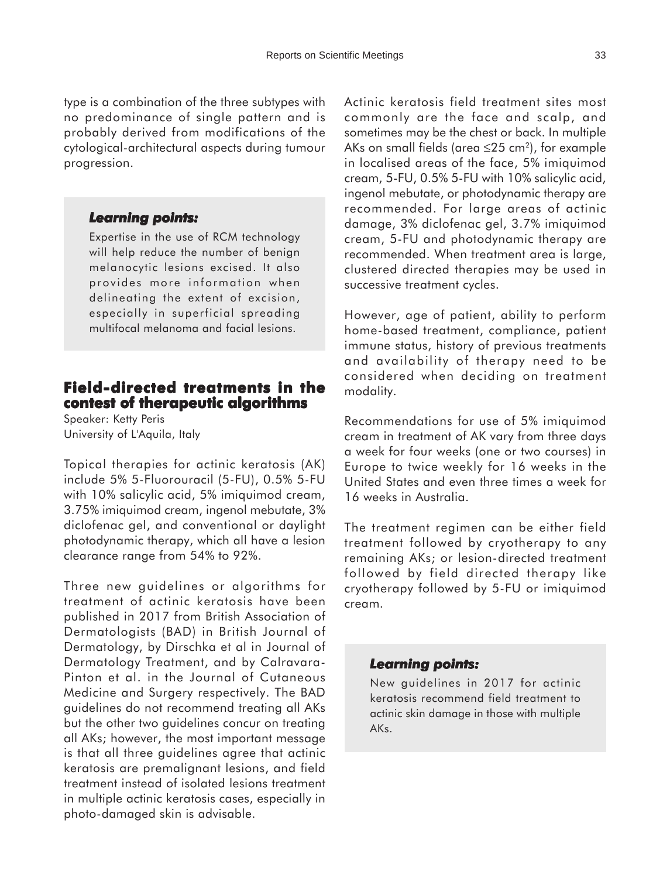type is a combination of the three subtypes with no predominance of single pattern and is probably derived from modifications of the cytological-architectural aspects during tumour progression.

> ***Learning points:***
>
> Expertise in the use of RCM technology will help reduce the number of benign melanocytic lesions excised. It also provides more information when delineating the extent of excision, especially in superficial spreading multifocal melanoma and facial lesions.

## Field-directed treatments in the contest of therapeutic algorithms

Speaker: Ketty Peris
University of L'Aquila, Italy

Topical therapies for actinic keratosis (AK) include 5% 5-Fluorouracil (5-FU), 0.5% 5-FU with 10% salicylic acid, 5% imiquimod cream, 3.75% imiquimod cream, ingenol mebutate, 3% diclofenac gel, and conventional or daylight photodynamic therapy, which all have a lesion clearance range from 54% to 92%.

Three new guidelines or algorithms for treatment of actinic keratosis have been published in 2017 from British Association of Dermatologists (BAD) in British Journal of Dermatology, by Dirschka et al in Journal of Dermatology Treatment, and by Calravara-Pinton et al. in the Journal of Cutaneous Medicine and Surgery respectively. The BAD guidelines do not recommend treating all AKs but the other two guidelines concur on treating all AKs; however, the most important message is that all three guidelines agree that actinic keratosis are premalignant lesions, and field treatment instead of isolated lesions treatment in multiple actinic keratosis cases, especially in photo-damaged skin is advisable.

Actinic keratosis field treatment sites most commonly are the face and scalp, and sometimes may be the chest or back. In multiple AKs on small fields (area ≤25 $cm^2$), for example in localised areas of the face, 5% imiquimod cream, 5-FU, 0.5% 5-FU with 10% salicylic acid, ingenol mebutate, or photodynamic therapy are recommended. For large areas of actinic damage, 3% diclofenac gel, 3.7% imiquimod cream, 5-FU and photodynamic therapy are recommended. When treatment area is large, clustered directed therapies may be used in successive treatment cycles.

However, age of patient, ability to perform home-based treatment, compliance, patient immune status, history of previous treatments and availability of therapy need to be considered when deciding on treatment modality.

Recommendations for use of 5% imiquimod cream in treatment of AK vary from three days a week for four weeks (one or two courses) in Europe to twice weekly for 16 weeks in the United States and even three times a week for 16 weeks in Australia.

The treatment regimen can be either field treatment followed by cryotherapy to any remaining AKs; or lesion-directed treatment followed by field directed therapy like cryotherapy followed by 5-FU or imiquimod cream.

> ***Learning points:***
>
> New guidelines in 2017 for actinic keratosis recommend field treatment to actinic skin damage in those with multiple AKs.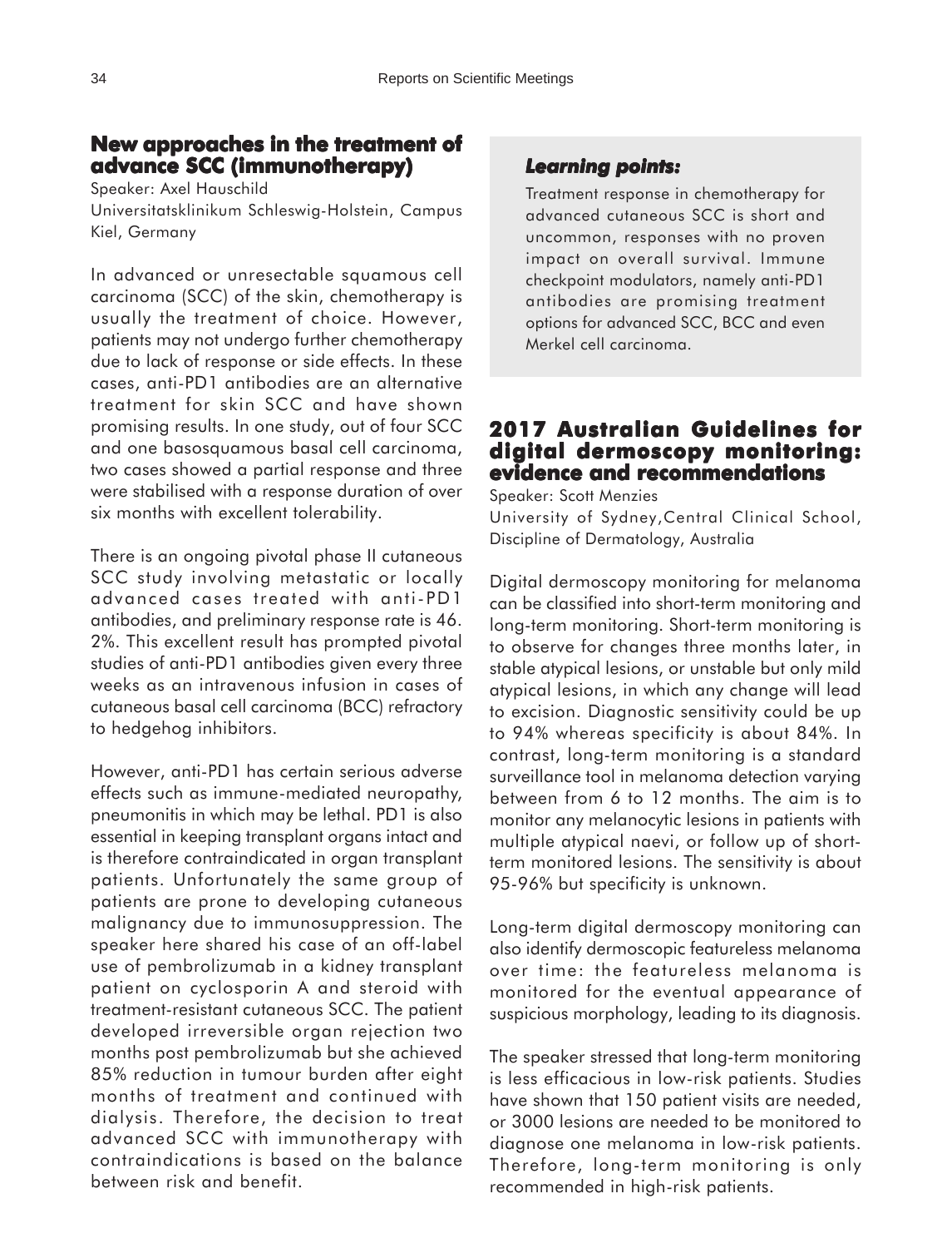## New approaches in the treatment of advance SCC (immunotherapy)

Speaker: Axel Hauschild

Universitatsklinikum Schleswig-Holstein, Campus Kiel, Germany

In advanced or unresectable squamous cell carcinoma (SCC) of the skin, chemotherapy is usually the treatment of choice. However, patients may not undergo further chemotherapy due to lack of response or side effects. In these cases, anti-PD1 antibodies are an alternative treatment for skin SCC and have shown promising results. In one study, out of four SCC and one basosquamous basal cell carcinoma, two cases showed a partial response and three were stabilised with a response duration of over six months with excellent tolerability.

There is an ongoing pivotal phase II cutaneous SCC study involving metastatic or locally advanced cases treated with anti-PD1 antibodies, and preliminary response rate is 46. 2%. This excellent result has prompted pivotal studies of anti-PD1 antibodies given every three weeks as an intravenous infusion in cases of cutaneous basal cell carcinoma (BCC) refractory to hedgehog inhibitors.

However, anti-PD1 has certain serious adverse effects such as immune-mediated neuropathy, pneumonitis in which may be lethal. PD1 is also essential in keeping transplant organs intact and is therefore contraindicated in organ transplant patients. Unfortunately the same group of patients are prone to developing cutaneous malignancy due to immunosuppression. The speaker here shared his case of an off-label use of pembrolizumab in a kidney transplant patient on cyclosporin A and steroid with treatment-resistant cutaneous SCC. The patient developed irreversible organ rejection two months post pembrolizumab but she achieved 85% reduction in tumour burden after eight months of treatment and continued with dialysis. Therefore, the decision to treat advanced SCC with immunotherapy with contraindications is based on the balance between risk and benefit.

***Learning points:***

Treatment response in chemotherapy for advanced cutaneous SCC is short and uncommon, responses with no proven impact on overall survival. Immune checkpoint modulators, namely anti-PD1 antibodies are promising treatment options for advanced SCC, BCC and even Merkel cell carcinoma.

## 2017 Australian Guidelines for digital dermoscopy monitoring: evidence and recommendations

Speaker: Scott Menzies

University of Sydney,Central Clinical School, Discipline of Dermatology, Australia

Digital dermoscopy monitoring for melanoma can be classified into short-term monitoring and long-term monitoring. Short-term monitoring is to observe for changes three months later, in stable atypical lesions, or unstable but only mild atypical lesions, in which any change will lead to excision. Diagnostic sensitivity could be up to 94% whereas specificity is about 84%. In contrast, long-term monitoring is a standard surveillance tool in melanoma detection varying between from 6 to 12 months. The aim is to monitor any melanocytic lesions in patients with multiple atypical naevi, or follow up of short-term monitored lesions. The sensitivity is about 95-96% but specificity is unknown.

Long-term digital dermoscopy monitoring can also identify dermoscopic featureless melanoma over time: the featureless melanoma is monitored for the eventual appearance of suspicious morphology, leading to its diagnosis.

The speaker stressed that long-term monitoring is less efficacious in low-risk patients. Studies have shown that 150 patient visits are needed, or 3000 lesions are needed to be monitored to diagnose one melanoma in low-risk patients. Therefore, long-term monitoring is only recommended in high-risk patients.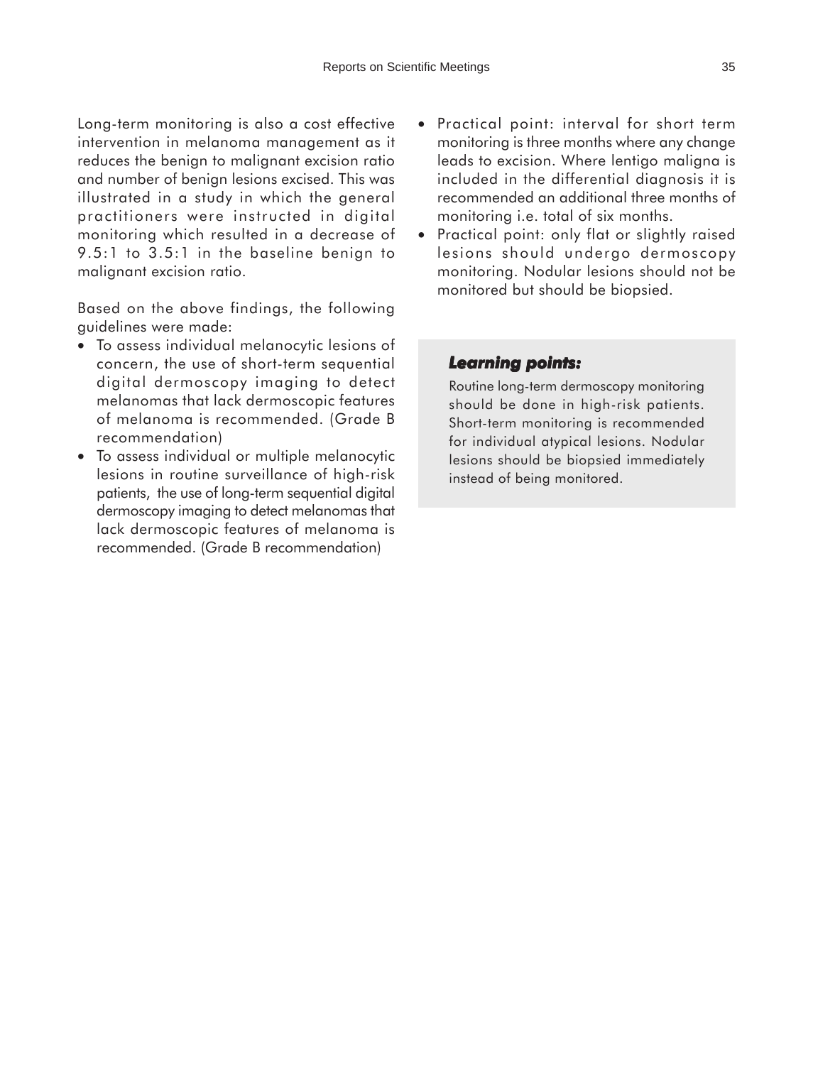Long-term monitoring is also a cost effective intervention in melanoma management as it reduces the benign to malignant excision ratio and number of benign lesions excised. This was illustrated in a study in which the general practitioners were instructed in digital monitoring which resulted in a decrease of 9.5:1 to 3.5:1 in the baseline benign to malignant excision ratio.

Based on the above findings, the following guidelines were made:

- To assess individual melanocytic lesions of concern, the use of short-term sequential digital dermoscopy imaging to detect melanomas that lack dermoscopic features of melanoma is recommended. (Grade B recommendation)
- To assess individual or multiple melanocytic lesions in routine surveillance of high-risk patients, the use of long-term sequential digital dermoscopy imaging to detect melanomas that lack dermoscopic features of melanoma is recommended. (Grade B recommendation)
- Practical point: interval for short term monitoring is three months where any change leads to excision. Where lentigo maligna is included in the differential diagnosis it is recommended an additional three months of monitoring i.e. total of six months.
- Practical point: only flat or slightly raised lesions should undergo dermoscopy monitoring. Nodular lesions should not be monitored but should be biopsied.

***Learning points:***

Routine long-term dermoscopy monitoring should be done in high-risk patients. Short-term monitoring is recommended for individual atypical lesions. Nodular lesions should be biopsied immediately instead of being monitored.